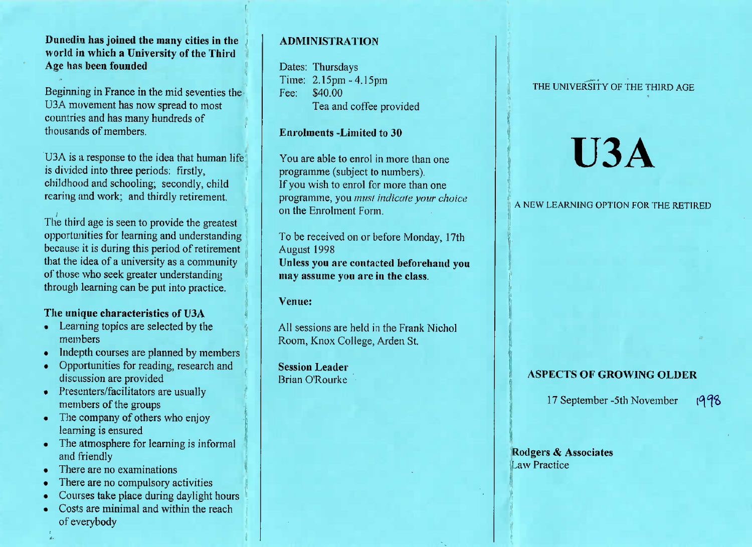**Dunedin has joined the many cities in the world in which a University of the Third Age has been founded**

Beginning in France in the mid seventies the U3A movement has now spread to most countries and has many hundreds of thousands of members.

U3A is a response to the idea that human life is divided into three periods: firstly, childhood and schooling; secondly, child rearing and work; and thirdly retirement.

The third age is seen to provide the greatest opportunities for learning and understanding because it is during this period of retirement that the idea of a university as a community of those who seek greater understanding through learning can be put into practice.

### The unique characteristics of U3A

- Learning topics are selected by the members
- Indepth courses are planned by members
- Opportunities for reading, research and discussion are provided
- Presenters/facilitators are usually members of the groups
- The company of others who enjoy learning is ensured
- The atmosphere for learning is informal and friendly
- There are no examinations
- There are no compulsory activities
- Courses take place during daylight hours
- Costs are minimal and within the reach of everybody

## ADMINISTRATION

Dates: Thursdays
Time: 2.15pm - 4.15pm
Fee: $40.00
Tea and coffee provided

**Enrolments -Limited to 30**

You are able to enrol in more than one programme (subject to numbers).
If you wish to enrol for more than one programme, you *must indicate your choice* on the Enrolment Form.

To be received on or before Monday, 17th August 1998
**Unless you are contacted beforehand you may assume you are in the class.**

**Venue:**

All sessions are held in the Frank Nichol Room, Knox College, Arden St.

**Session Leader**
Brian O'Rourke

THE UNIVERSITY OF THE THIRD AGE

# U3A

A NEW LEARNING OPTION FOR THE RETIRED

**ASPECTS OF GROWING OLDER**

17 September -5th November 1998

**Rodgers & Associates**
Law Practice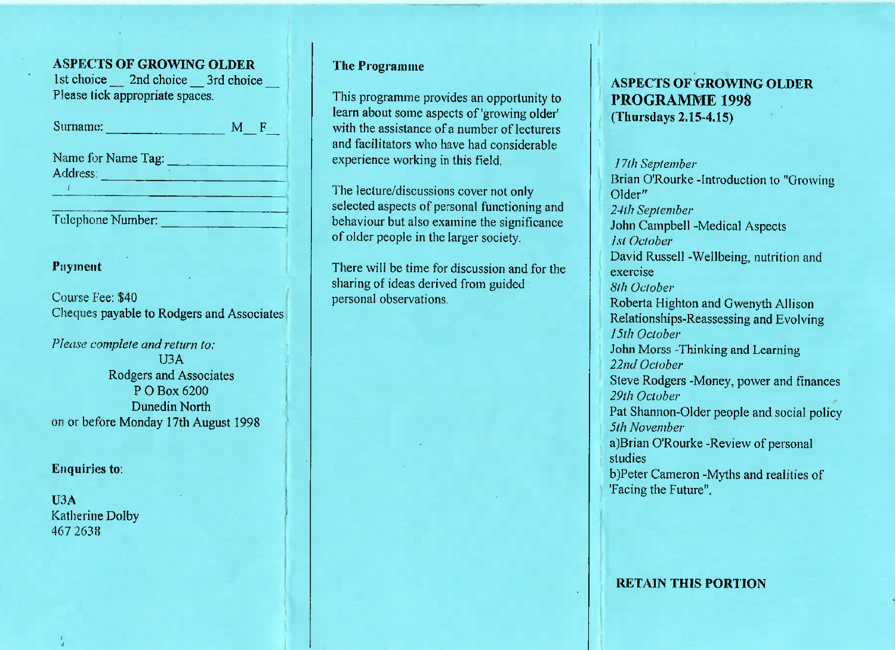## ASPECTS OF GROWING OLDER

1st choice __ 2nd choice __ 3rd choice __
Please tick appropriate spaces.

Surname: ________________ M__ F__

Name for Name Tag: ________________
Address: ________________

________________

Telephone Number: ________________

### Payment

Course Fee: $40
Cheques payable to Rodgers and Associates

*Please complete and return to:*

U3A
Rodgers and Associates
P O Box 6200
Dunedin North

on or before Monday 17th August 1998

**Enquiries to:**

**U3A**
Katherine Dolby
467 2638

### The Programme

This programme provides an opportunity to learn about some aspects of 'growing older' with the assistance of a number of lecturers and facilitators who have had considerable experience working in this field.

The lecture/discussions cover not only selected aspects of personal functioning and behaviour but also examine the significance of older people in the larger society.

There will be time for discussion and for the sharing of ideas derived from guided personal observations.

## ASPECTS OF GROWING OLDER PROGRAMME 1998

**(Thursdays 2.15-4.15)**

*17th September*
Brian O'Rourke -Introduction to "Growing Older"

*24th September*
John Campbell -Medical Aspects

*1st October*
David Russell -Wellbeing, nutrition and exercise

*8th October*
Roberta Highton and Gwenyth Allison
Relationships-Reassessing and Evolving

*15th October*
John Morss -Thinking and Learning

*22nd October*
Steve Rodgers -Money, power and finances

*29th October*
Pat Shannon-Older people and social policy

*5th November*
a)Brian O'Rourke -Review of personal studies
b)Peter Cameron -Myths and realities of 'Facing the Future".

**RETAIN THIS PORTION**